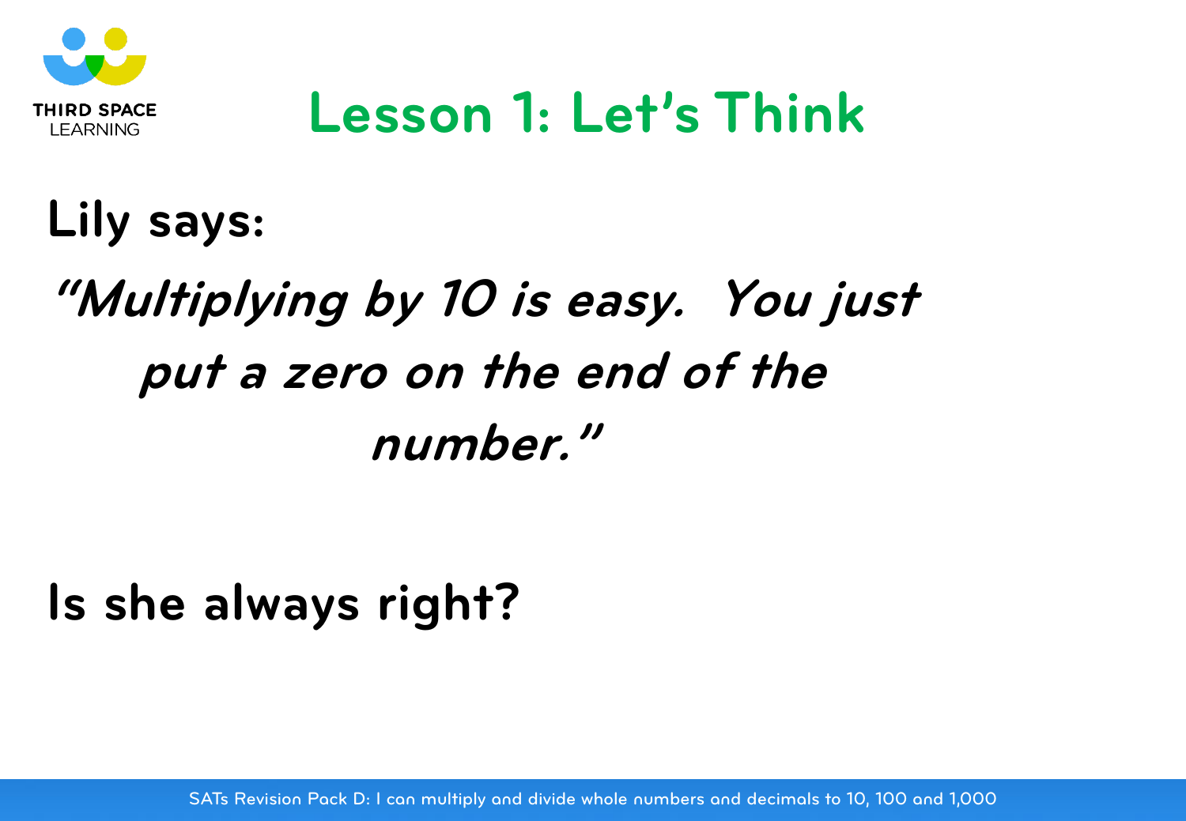# Lesson 1: Let's Think

**Lily says:**

***"Multiplying by 10 is easy. You just put a zero on the end of the number."***

**Is she always right?**

SATs Revision Pack D: I can multiply and divide whole numbers and decimals to 10, 100 and 1,000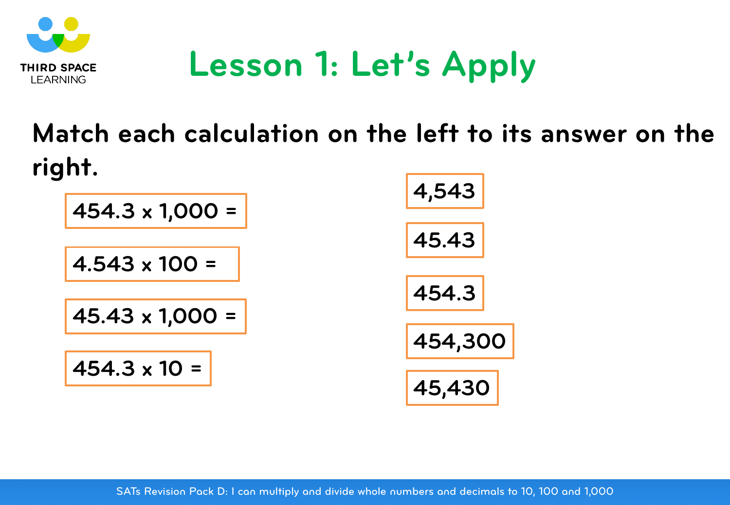# Lesson 1: Let's Apply

**Match each calculation on the left to its answer on the right.**

| Calculation | Answer |
| --- | --- |
| 454.3 x 1,000 = | 4,543 |
| 4.543 x 100 = | 45.43 |
| 45.43 x 1,000 = | 454.3 |
| 454.3 x 10 = | 454,300 |
| | 45,430 |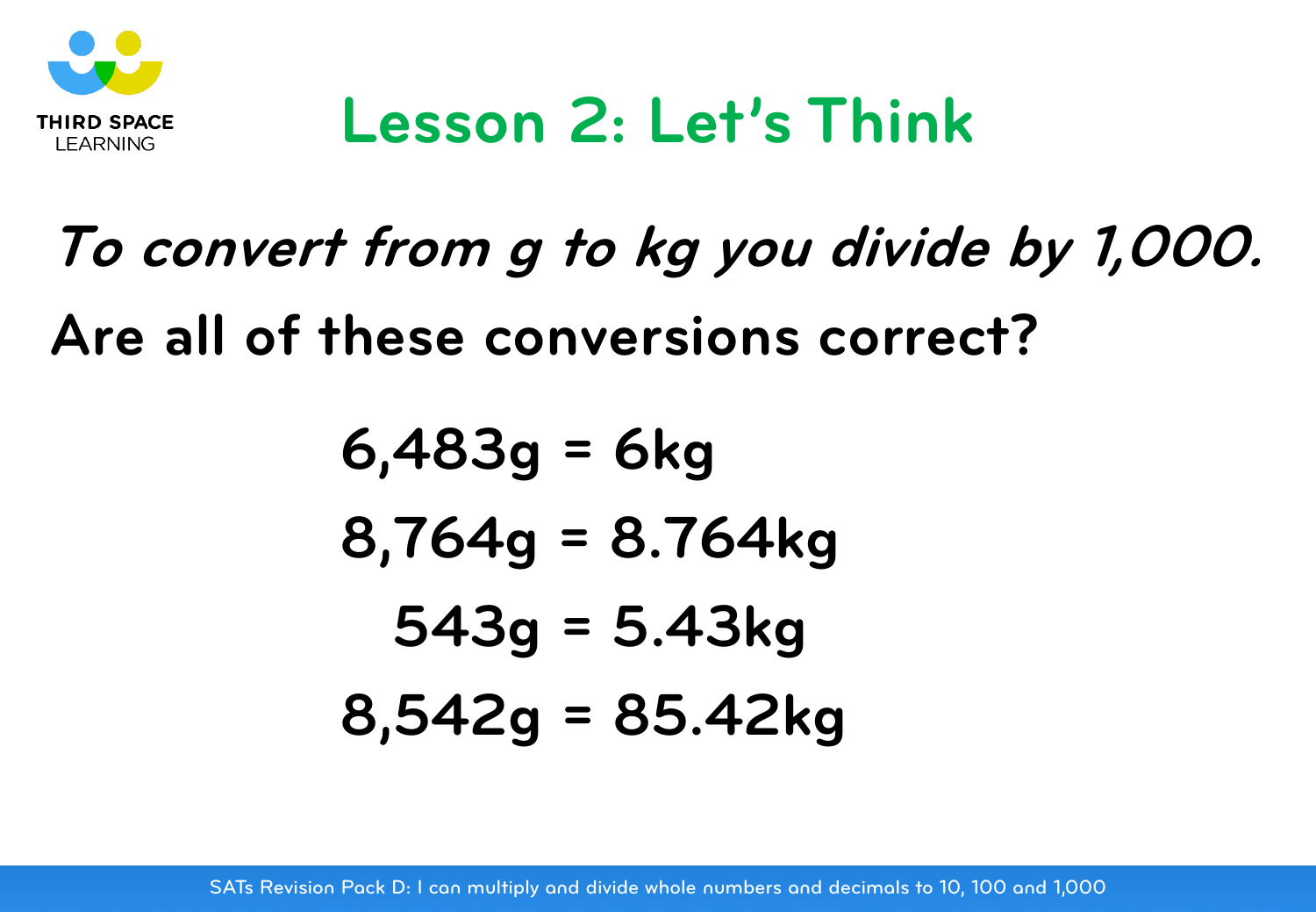# Lesson 2: Let's Think

*To convert from g to kg you divide by 1,000.*

**Are all of these conversions correct?**

6,483g = 6kg

8,764g = 8.764kg

543g = 5.43kg

8,542g = 85.42kg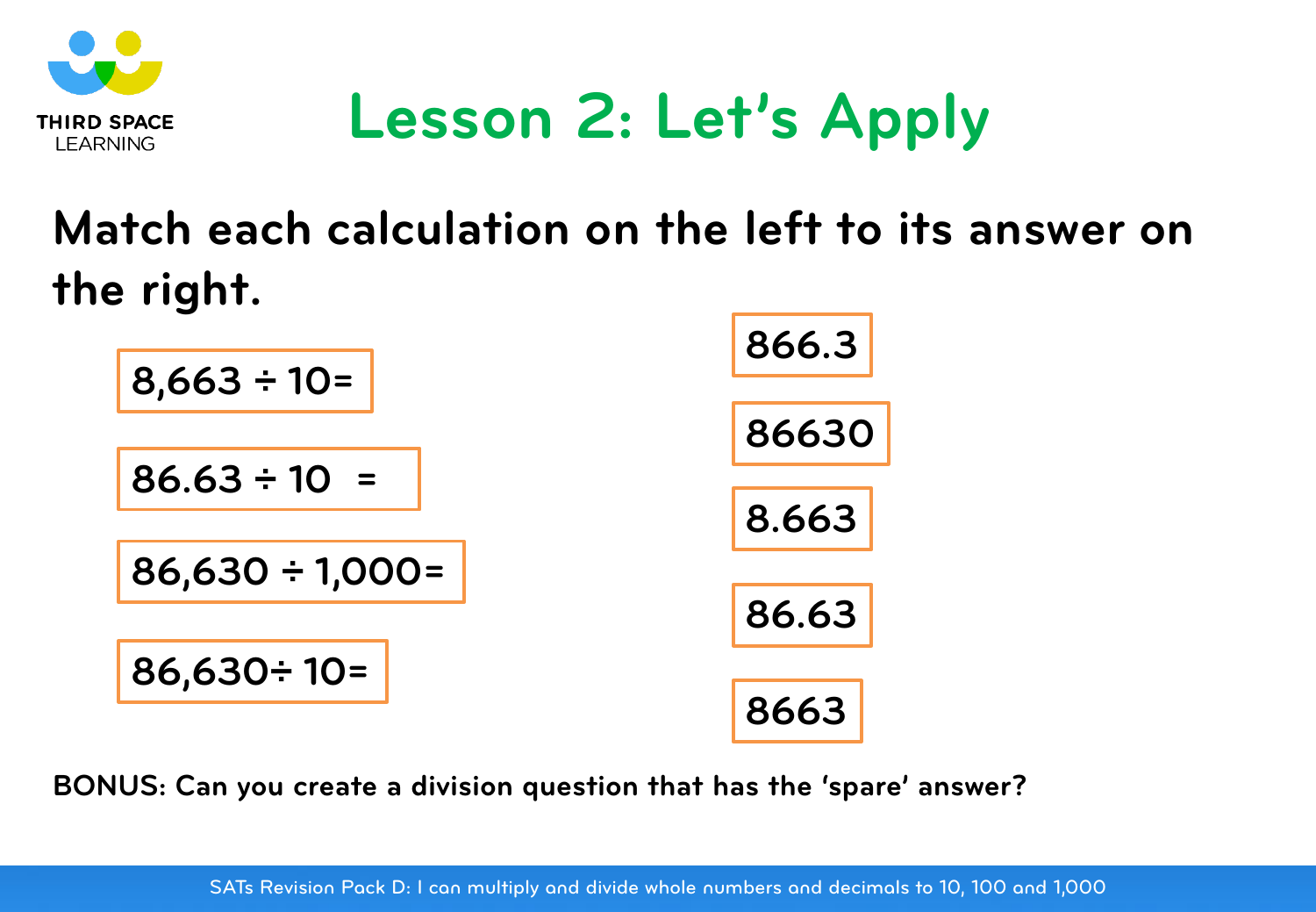# Lesson 2: Let's Apply

**Match each calculation on the left to its answer on the right.**

| Calculation | Answer |
| --- | --- |
| 8,663 ÷ 10= | 866.3 |
| 86.63 ÷ 10 = | 86630 |
| 86,630 ÷ 1,000= | 8.663 |
| 86,630÷ 10= | 86.63 |
| | 8663 |

**BONUS: Can you create a division question that has the 'spare' answer?**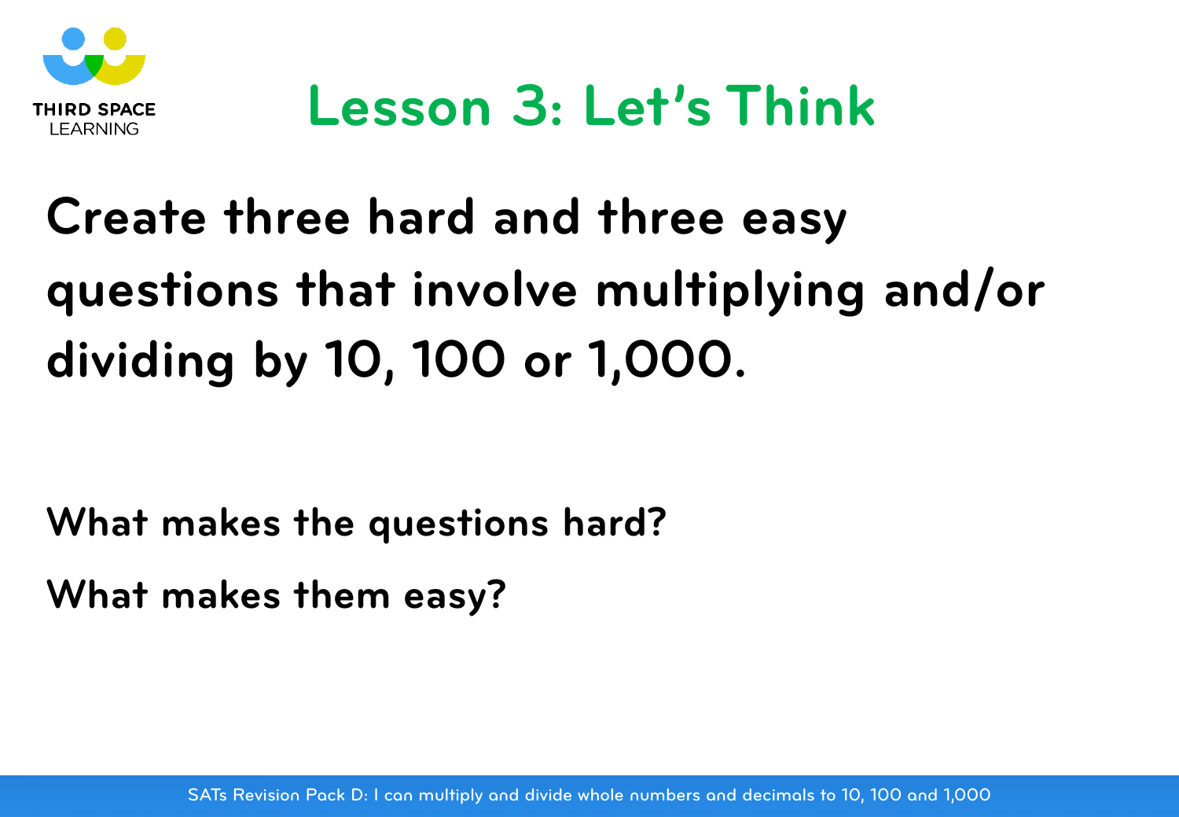# Lesson 3: Let's Think

**Create three hard and three easy questions that involve multiplying and/or dividing by 10, 100 or 1,000.**

**What makes the questions hard?**

**What makes them easy?**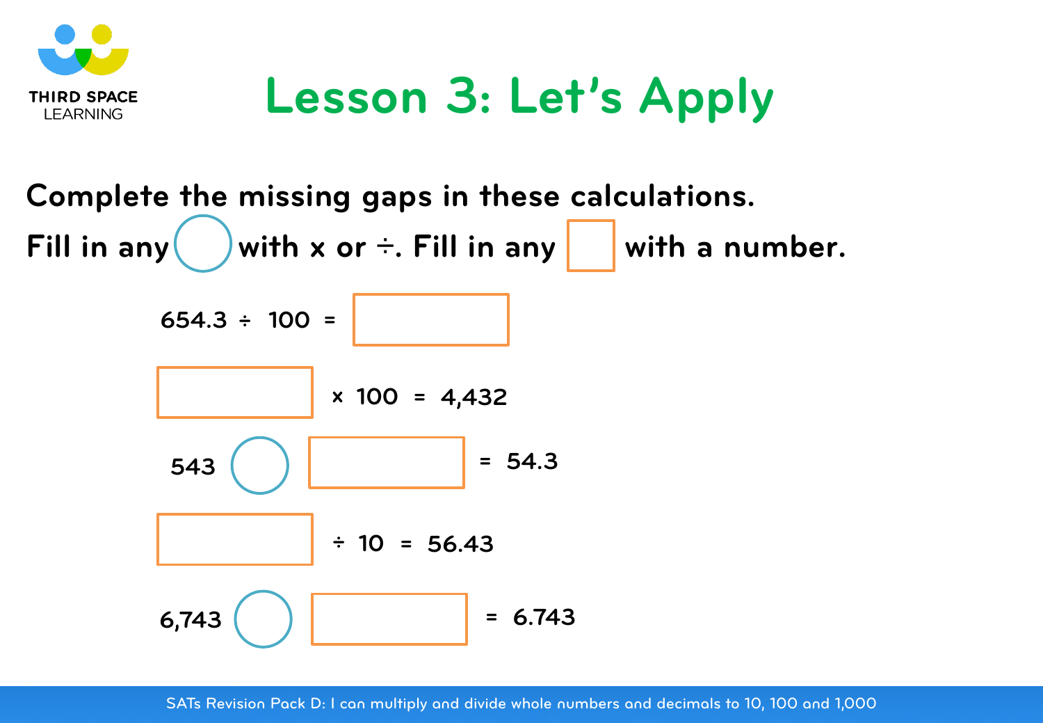# Lesson 3: Let's Apply

**Complete the missing gaps in these calculations.**

**Fill in any ◯ with x or ÷. Fill in any ☐ with a number.**

654.3 ÷ 100 = ☐

☐ × 100 = 4,432

543 ◯ ☐ = 54.3

☐ ÷ 10 = 56.43

6,743 ◯ ☐ = 6.743

SATs Revision Pack D: I can multiply and divide whole numbers and decimals to 10, 100 and 1,000